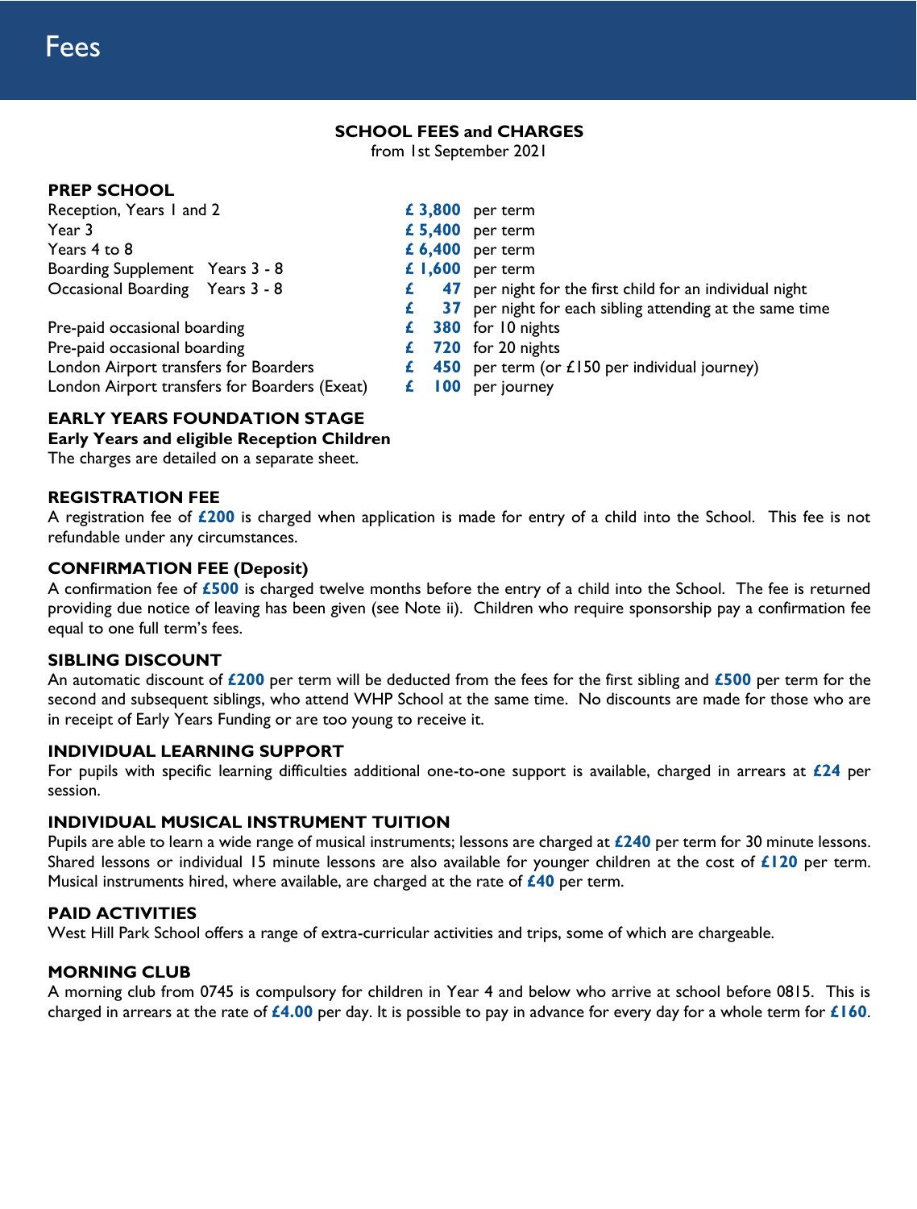# Fees

## SCHOOL FEES and CHARGES

from 1st September 2021

### PREP SCHOOL

| | | |
|---|---|---|
| Reception, Years 1 and 2 | **£ 3,800** | per term |
| Year 3 | **£ 5,400** | per term |
| Years 4 to 8 | **£ 6,400** | per term |
| Boarding Supplement Years 3 - 8 | **£ 1,600** | per term |
| Occasional Boarding Years 3 - 8 | **£ 47** | per night for the first child for an individual night |
| | **£ 37** | per night for each sibling attending at the same time |
| Pre-paid occasional boarding | **£ 380** | for 10 nights |
| Pre-paid occasional boarding | **£ 720** | for 20 nights |
| London Airport transfers for Boarders | **£ 450** | per term (or £150 per individual journey) |
| London Airport transfers for Boarders (Exeat) | **£ 100** | per journey |

### EARLY YEARS FOUNDATION STAGE

**Early Years and eligible Reception Children**

The charges are detailed on a separate sheet.

### REGISTRATION FEE

A registration fee of **£200** is charged when application is made for entry of a child into the School. This fee is not refundable under any circumstances.

### CONFIRMATION FEE (Deposit)

A confirmation fee of **£500** is charged twelve months before the entry of a child into the School. The fee is returned providing due notice of leaving has been given (see Note ii). Children who require sponsorship pay a confirmation fee equal to one full term's fees.

### SIBLING DISCOUNT

An automatic discount of **£200** per term will be deducted from the fees for the first sibling and **£500** per term for the second and subsequent siblings, who attend WHP School at the same time. No discounts are made for those who are in receipt of Early Years Funding or are too young to receive it.

### INDIVIDUAL LEARNING SUPPORT

For pupils with specific learning difficulties additional one-to-one support is available, charged in arrears at **£24** per session.

### INDIVIDUAL MUSICAL INSTRUMENT TUITION

Pupils are able to learn a wide range of musical instruments; lessons are charged at **£240** per term for 30 minute lessons. Shared lessons or individual 15 minute lessons are also available for younger children at the cost of **£120** per term. Musical instruments hired, where available, are charged at the rate of **£40** per term.

### PAID ACTIVITIES

West Hill Park School offers a range of extra-curricular activities and trips, some of which are chargeable.

### MORNING CLUB

A morning club from 0745 is compulsory for children in Year 4 and below who arrive at school before 0815. This is charged in arrears at the rate of **£4.00** per day. It is possible to pay in advance for every day for a whole term for **£160**.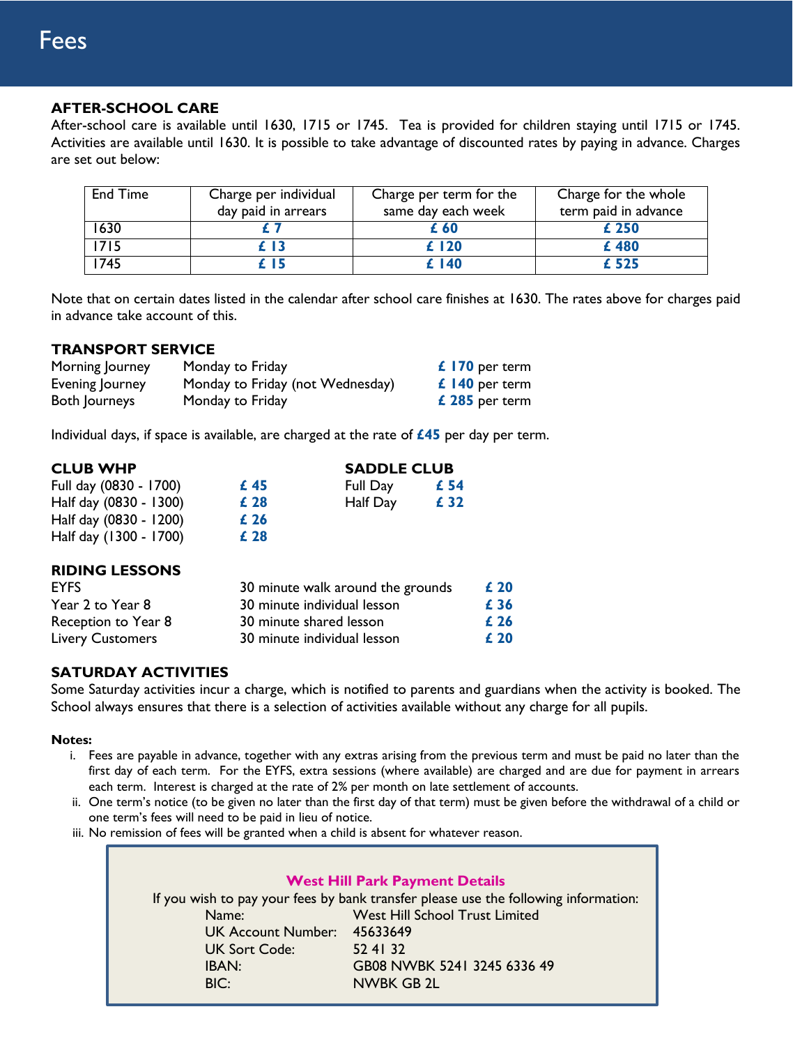# Fees

## AFTER-SCHOOL CARE

After-school care is available until 1630, 1715 or 1745. Tea is provided for children staying until 1715 or 1745. Activities are available until 1630. It is possible to take advantage of discounted rates by paying in advance. Charges are set out below:

| End Time | Charge per individual day paid in arrears | Charge per term for the same day each week | Charge for the whole term paid in advance |
|---|---|---|---|
| 1630 | **£ 7** | **£ 60** | **£ 250** |
| 1715 | **£ 13** | **£ 120** | **£ 480** |
| 1745 | **£ 15** | **£ 140** | **£ 525** |

Note that on certain dates listed in the calendar after school care finishes at 1630. The rates above for charges paid in advance take account of this.

## TRANSPORT SERVICE

| | | |
|---|---|---|
| Morning Journey | Monday to Friday | **£ 170** per term |
| Evening Journey | Monday to Friday (not Wednesday) | **£ 140** per term |
| Both Journeys | Monday to Friday | **£ 285** per term |

Individual days, if space is available, are charged at the rate of **£45** per day per term.

## CLUB WHP

| | |
|---|---|
| Full day (0830 - 1700) | **£ 45** |
| Half day (0830 - 1300) | **£ 28** |
| Half day (0830 - 1200) | **£ 26** |
| Half day (1300 - 1700) | **£ 28** |

## SADDLE CLUB

| | |
|---|---|
| Full Day | **£ 54** |
| Half Day | **£ 32** |

## RIDING LESSONS

| | | |
|---|---|---|
| EYFS | 30 minute walk around the grounds | **£ 20** |
| Year 2 to Year 8 | 30 minute individual lesson | **£ 36** |
| Reception to Year 8 | 30 minute shared lesson | **£ 26** |
| Livery Customers | 30 minute individual lesson | **£ 20** |

## SATURDAY ACTIVITIES

Some Saturday activities incur a charge, which is notified to parents and guardians when the activity is booked. The School always ensures that there is a selection of activities available without any charge for all pupils.

**Notes:**

i. Fees are payable in advance, together with any extras arising from the previous term and must be paid no later than the first day of each term. For the EYFS, extra sessions (where available) are charged and are due for payment in arrears each term. Interest is charged at the rate of 2% per month on late settlement of accounts.

ii. One term's notice (to be given no later than the first day of that term) must be given before the withdrawal of a child or one term's fees will need to be paid in lieu of notice.

iii. No remission of fees will be granted when a child is absent for whatever reason.

**West Hill Park Payment Details**

If you wish to pay your fees by bank transfer please use the following information:

| | |
|---|---|
| Name: | West Hill School Trust Limited |
| UK Account Number: | 45633649 |
| UK Sort Code: | 52 41 32 |
| IBAN: | GB08 NWBK 5241 3245 6336 49 |
| BIC: | NWBK GB 2L |